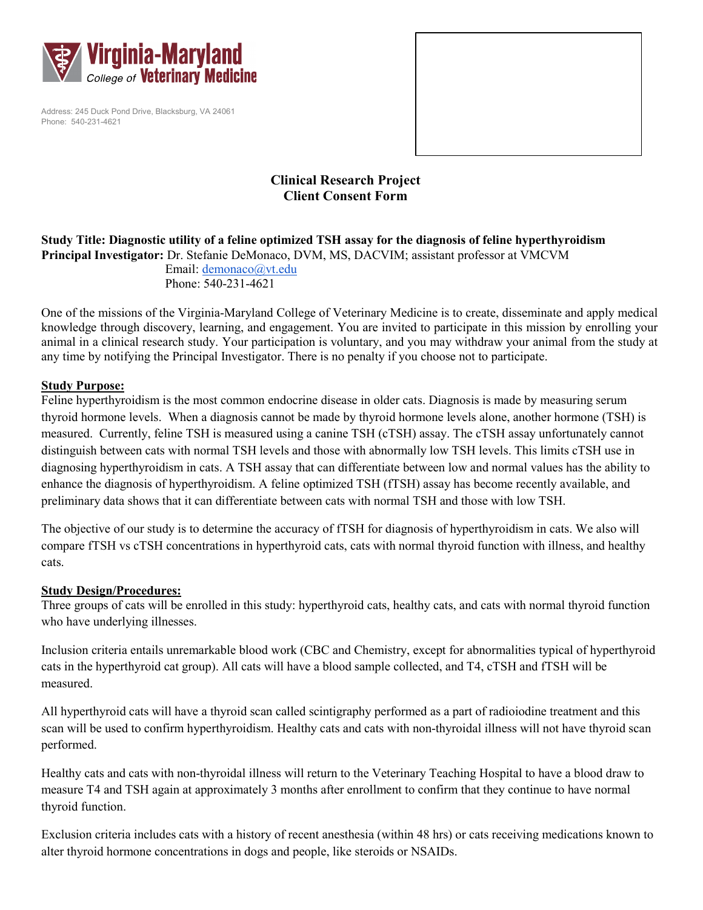Virginia-Maryland College of Veterinary Medicine

Address: 245 Duck Pond Drive, Blacksburg, VA 24061
Phone: 540-231-4621

# Clinical Research Project
# Client Consent Form

**Study Title: Diagnostic utility of a feline optimized TSH assay for the diagnosis of feline hyperthyroidism**
**Principal Investigator:** Dr. Stefanie DeMonaco, DVM, MS, DACVIM; assistant professor at VMCVM
Email: demonaco@vt.edu
Phone: 540-231-4621

One of the missions of the Virginia-Maryland College of Veterinary Medicine is to create, disseminate and apply medical knowledge through discovery, learning, and engagement. You are invited to participate in this mission by enrolling your animal in a clinical research study. Your participation is voluntary, and you may withdraw your animal from the study at any time by notifying the Principal Investigator. There is no penalty if you choose not to participate.

## Study Purpose:

Feline hyperthyroidism is the most common endocrine disease in older cats. Diagnosis is made by measuring serum thyroid hormone levels. When a diagnosis cannot be made by thyroid hormone levels alone, another hormone (TSH) is measured. Currently, feline TSH is measured using a canine TSH (cTSH) assay. The cTSH assay unfortunately cannot distinguish between cats with normal TSH levels and those with abnormally low TSH levels. This limits cTSH use in diagnosing hyperthyroidism in cats. A TSH assay that can differentiate between low and normal values has the ability to enhance the diagnosis of hyperthyroidism. A feline optimized TSH (fTSH) assay has become recently available, and preliminary data shows that it can differentiate between cats with normal TSH and those with low TSH.

The objective of our study is to determine the accuracy of fTSH for diagnosis of hyperthyroidism in cats. We also will compare fTSH vs cTSH concentrations in hyperthyroid cats, cats with normal thyroid function with illness, and healthy cats.

## Study Design/Procedures:

Three groups of cats will be enrolled in this study: hyperthyroid cats, healthy cats, and cats with normal thyroid function who have underlying illnesses.

Inclusion criteria entails unremarkable blood work (CBC and Chemistry, except for abnormalities typical of hyperthyroid cats in the hyperthyroid cat group). All cats will have a blood sample collected, and T4, cTSH and fTSH will be measured.

All hyperthyroid cats will have a thyroid scan called scintigraphy performed as a part of radioiodine treatment and this scan will be used to confirm hyperthyroidism. Healthy cats and cats with non-thyroidal illness will not have thyroid scan performed.

Healthy cats and cats with non-thyroidal illness will return to the Veterinary Teaching Hospital to have a blood draw to measure T4 and TSH again at approximately 3 months after enrollment to confirm that they continue to have normal thyroid function.

Exclusion criteria includes cats with a history of recent anesthesia (within 48 hrs) or cats receiving medications known to alter thyroid hormone concentrations in dogs and people, like steroids or NSAIDs.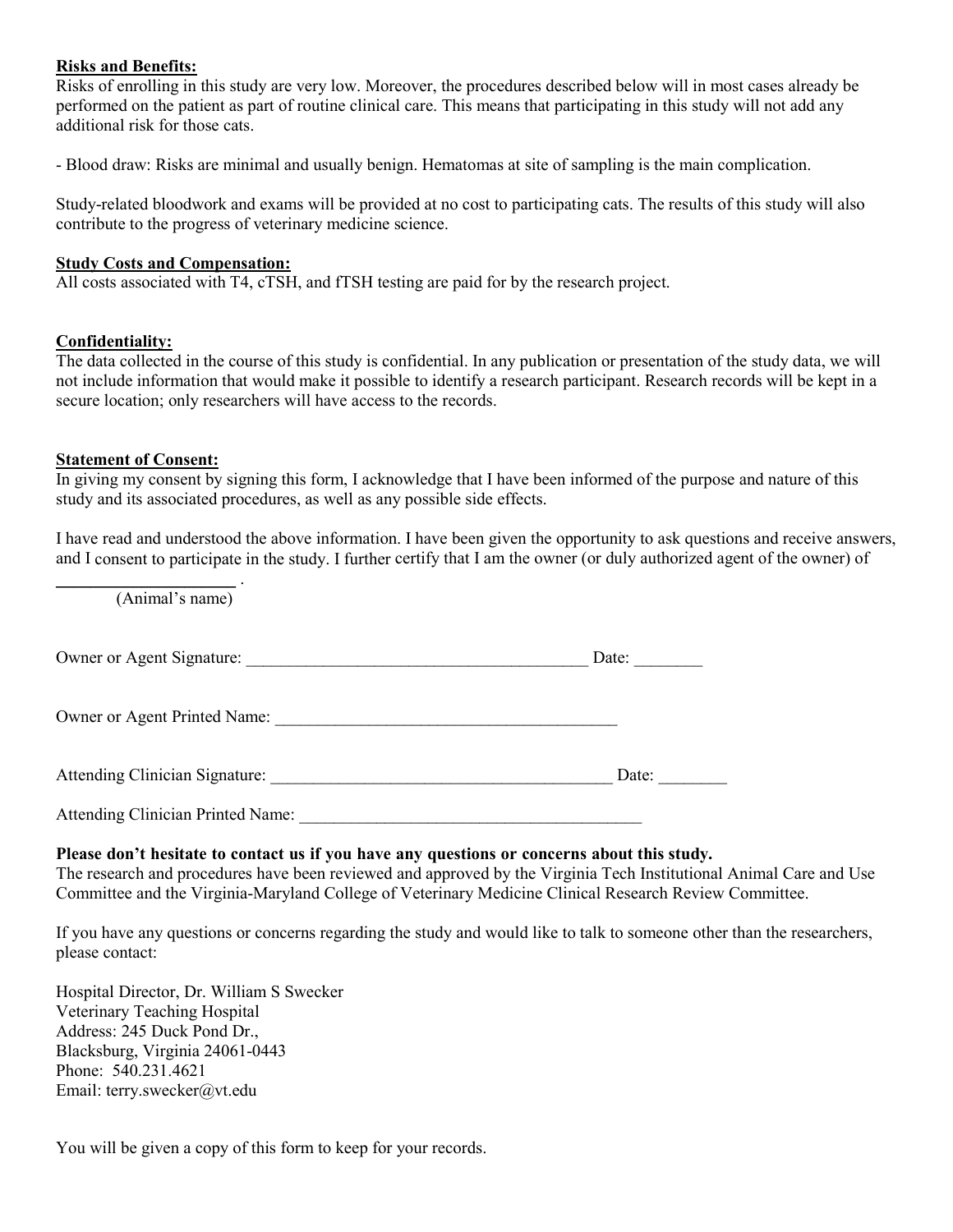**Risks and Benefits:**

Risks of enrolling in this study are very low. Moreover, the procedures described below will in most cases already be performed on the patient as part of routine clinical care. This means that participating in this study will not add any additional risk for those cats.

- Blood draw: Risks are minimal and usually benign. Hematomas at site of sampling is the main complication.

Study-related bloodwork and exams will be provided at no cost to participating cats. The results of this study will also contribute to the progress of veterinary medicine science.

**Study Costs and Compensation:**

All costs associated with T4, cTSH, and fTSH testing are paid for by the research project.

**Confidentiality:**

The data collected in the course of this study is confidential. In any publication or presentation of the study data, we will not include information that would make it possible to identify a research participant. Research records will be kept in a secure location; only researchers will have access to the records.

**Statement of Consent:**

In giving my consent by signing this form, I acknowledge that I have been informed of the purpose and nature of this study and its associated procedures, as well as any possible side effects.

I have read and understood the above information. I have been given the opportunity to ask questions and receive answers, and I consent to participate in the study. I further certify that I am the owner (or duly authorized agent of the owner) of

____________________ .
(Animal's name)

Owner or Agent Signature: ________________________________________ Date: ________

Owner or Agent Printed Name: ________________________________________

Attending Clinician Signature: ________________________________________ Date: ________

Attending Clinician Printed Name: ________________________________________

**Please don't hesitate to contact us if you have any questions or concerns about this study.**

The research and procedures have been reviewed and approved by the Virginia Tech Institutional Animal Care and Use Committee and the Virginia-Maryland College of Veterinary Medicine Clinical Research Review Committee.

If you have any questions or concerns regarding the study and would like to talk to someone other than the researchers, please contact:

Hospital Director, Dr. William S Swecker
Veterinary Teaching Hospital
Address: 245 Duck Pond Dr.,
Blacksburg, Virginia 24061-0443
Phone: 540.231.4621
Email: terry.swecker@vt.edu

You will be given a copy of this form to keep for your records.